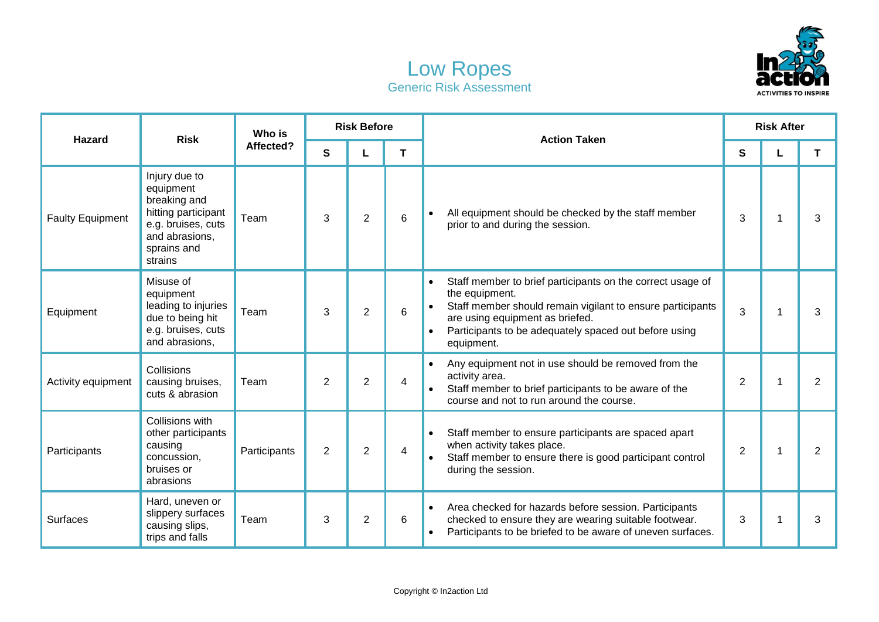# Low Ropes

## Generic Risk Assessment

| Hazard | Risk | Who is Affected? | Risk Before | | | Action Taken | Risk After | | |
|---|---|---|---|---|---|---|---|---|---|
| | | | S | L | T | | S | L | T |
| Faulty Equipment | Injury due to equipment breaking and hitting participant e.g. bruises, cuts and abrasions, sprains and strains | Team | 3 | 2 | 6 | • All equipment should be checked by the staff member prior to and during the session. | 3 | 1 | 3 |
| Equipment | Misuse of equipment leading to injuries due to being hit e.g. bruises, cuts and abrasions, | Team | 3 | 2 | 6 | • Staff member to brief participants on the correct usage of the equipment.<br>• Staff member should remain vigilant to ensure participants are using equipment as briefed.<br>• Participants to be adequately spaced out before using equipment. | 3 | 1 | 3 |
| Activity equipment | Collisions causing bruises, cuts & abrasion | Team | 2 | 2 | 4 | • Any equipment not in use should be removed from the activity area.<br>• Staff member to brief participants to be aware of the course and not to run around the course. | 2 | 1 | 2 |
| Participants | Collisions with other participants causing concussion, bruises or abrasions | Participants | 2 | 2 | 4 | • Staff member to ensure participants are spaced apart when activity takes place.<br>• Staff member to ensure there is good participant control during the session. | 2 | 1 | 2 |
| Surfaces | Hard, uneven or slippery surfaces causing slips, trips and falls | Team | 3 | 2 | 6 | • Area checked for hazards before session. Participants checked to ensure they are wearing suitable footwear.<br>• Participants to be briefed to be aware of uneven surfaces. | 3 | 1 | 3 |

Copyright © In2action Ltd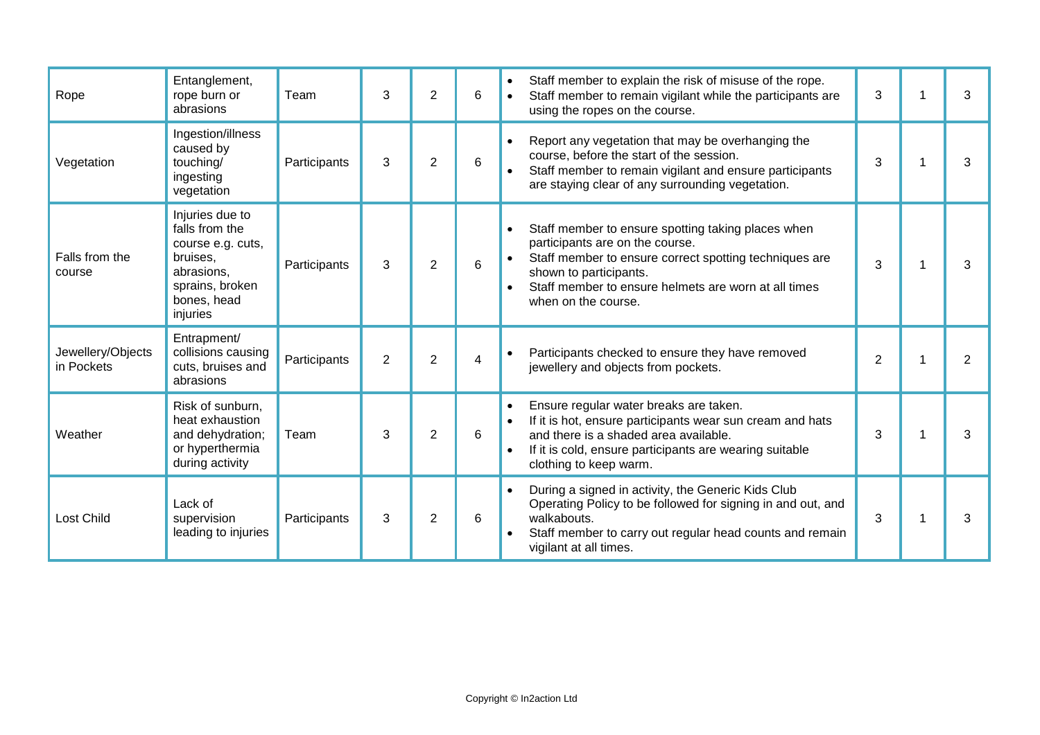| | | | | | | | | | |
|---|---|---|---|---|---|---|---|---|---|
| Rope | Entanglement, rope burn or abrasions | Team | 3 | 2 | 6 | • Staff member to explain the risk of misuse of the rope.<br>• Staff member to remain vigilant while the participants are using the ropes on the course. | 3 | 1 | 3 |
| Vegetation | Ingestion/illness caused by touching/ ingesting vegetation | Participants | 3 | 2 | 6 | • Report any vegetation that may be overhanging the course, before the start of the session.<br>• Staff member to remain vigilant and ensure participants are staying clear of any surrounding vegetation. | 3 | 1 | 3 |
| Falls from the course | Injuries due to falls from the course e.g. cuts, bruises, abrasions, sprains, broken bones, head injuries | Participants | 3 | 2 | 6 | • Staff member to ensure spotting taking places when participants are on the course.<br>• Staff member to ensure correct spotting techniques are shown to participants.<br>• Staff member to ensure helmets are worn at all times when on the course. | 3 | 1 | 3 |
| Jewellery/Objects in Pockets | Entrapment/ collisions causing cuts, bruises and abrasions | Participants | 2 | 2 | 4 | • Participants checked to ensure they have removed jewellery and objects from pockets. | 2 | 1 | 2 |
| Weather | Risk of sunburn, heat exhaustion and dehydration; or hyperthermia during activity | Team | 3 | 2 | 6 | • Ensure regular water breaks are taken.<br>• If it is hot, ensure participants wear sun cream and hats and there is a shaded area available.<br>• If it is cold, ensure participants are wearing suitable clothing to keep warm. | 3 | 1 | 3 |
| Lost Child | Lack of supervision leading to injuries | Participants | 3 | 2 | 6 | • During a signed in activity, the Generic Kids Club Operating Policy to be followed for signing in and out, and walkabouts.<br>• Staff member to carry out regular head counts and remain vigilant at all times. | 3 | 1 | 3 |

Copyright © In2action Ltd